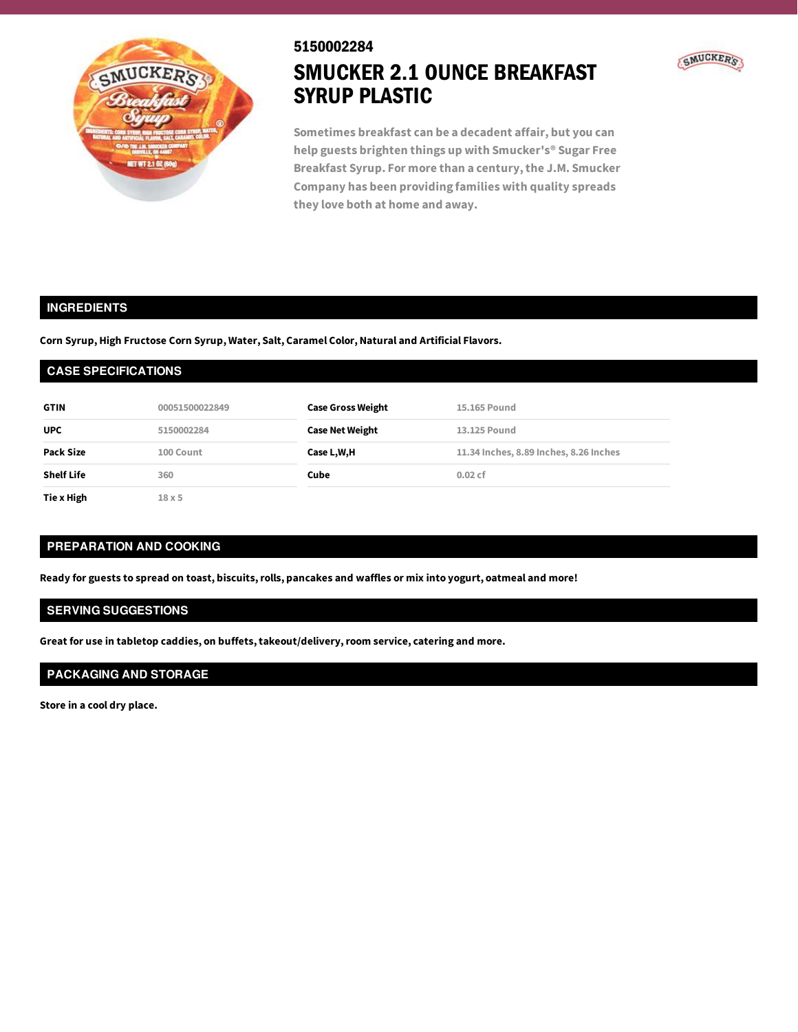5150002284

# SMUCKER 2.1 OUNCE BREAKFAST SYRUP PLASTIC

Sometimes breakfast can be a decadent affair, but you can help guests brighten things up with Smucker's® Sugar Free Breakfast Syrup. For more than a century, the J.M. Smucker Company has been providing families with quality spreads they love both at home and away.

## INGREDIENTS

**Corn Syrup, High Fructose Corn Syrup, Water, Salt, Caramel Color, Natural and Artificial Flavors.**

## CASE SPECIFICATIONS

| | | | |
|---|---|---|---|
| **GTIN** | 00051500022849 | **Case Gross Weight** | 15.165 Pound |
| **UPC** | 5150002284 | **Case Net Weight** | 13.125 Pound |
| **Pack Size** | 100 Count | **Case L,W,H** | 11.34 Inches, 8.89 Inches, 8.26 Inches |
| **Shelf Life** | 360 | **Cube** | 0.02 cf |
| **Tie x High** | 18 x 5 | | |

## PREPARATION AND COOKING

**Ready for guests to spread on toast, biscuits, rolls, pancakes and waffles or mix into yogurt, oatmeal and more!**

## SERVING SUGGESTIONS

**Great for use in tabletop caddies, on buffets, takeout/delivery, room service, catering and more.**

## PACKAGING AND STORAGE

**Store in a cool dry place.**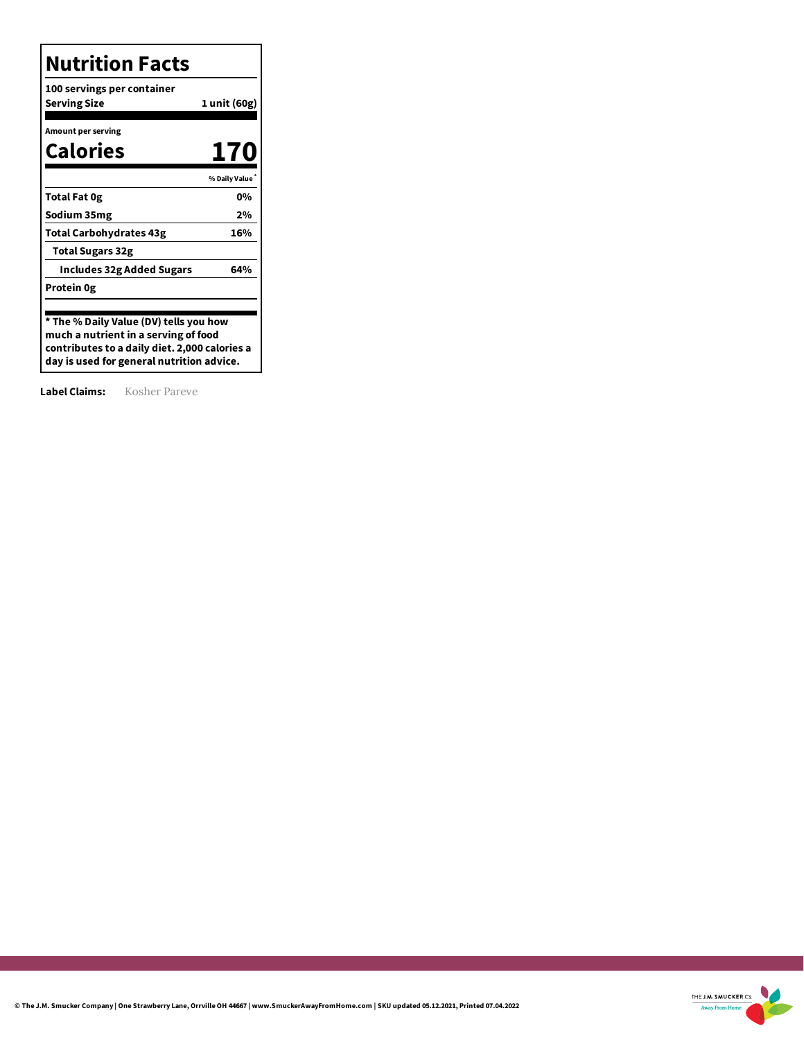# Nutrition Facts

**100 servings per container**

| | |
|---|---|
| **Serving Size** | **1 unit (60g)** |

**Amount per serving**

| | |
|---|---|
| **Calories** | **170** |

| | **% Daily Value*** |
|---|---|
| **Total Fat 0g** | **0%** |
| **Sodium 35mg** | **2%** |
| **Total Carbohydrates 43g** | **16%** |
| **Total Sugars 32g** | |
| **Includes 32g Added Sugars** | **64%** |
| **Protein 0g** | |

**\* The % Daily Value (DV) tells you how much a nutrient in a serving of food contributes to a daily diet. 2,000 calories a day is used for general nutrition advice.**

**Label Claims:** Kosher Pareve

© The J.M. Smucker Company | One Strawberry Lane, Orrville OH 44667 | www.SmuckerAwayFromHome.com | SKU updated 05.12.2021, Printed 07.04.2022